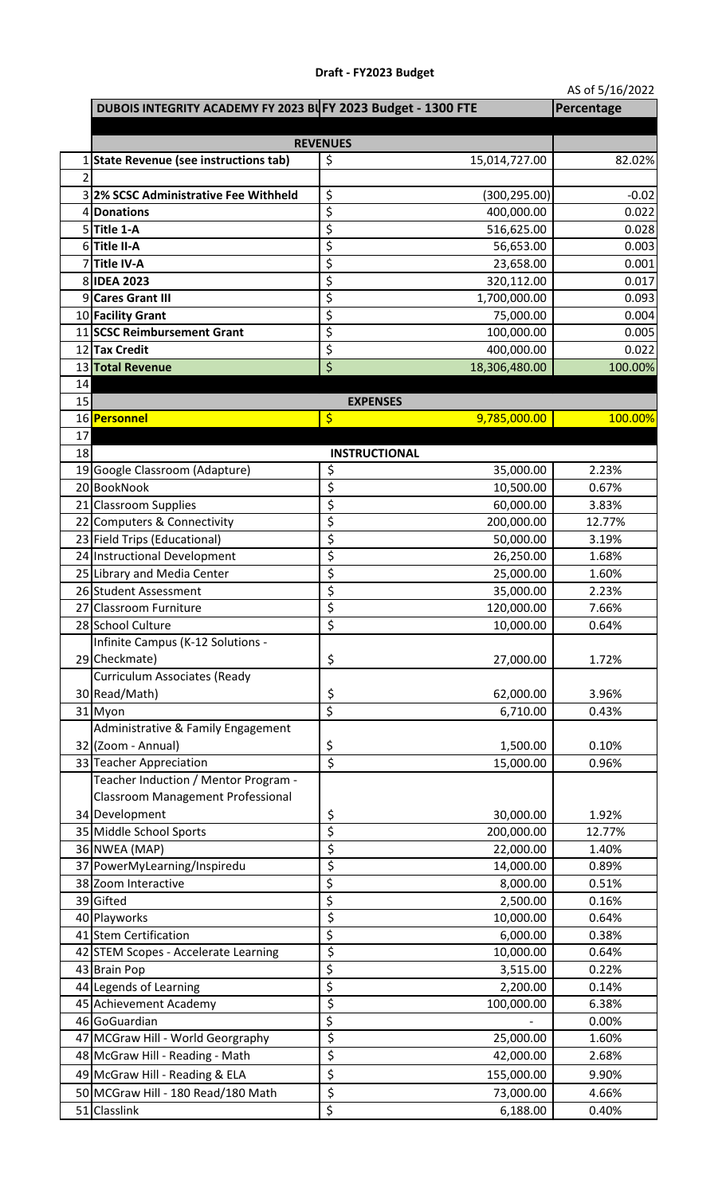**Draft - FY2023 Budget**

AS of 5/16/2022

| | DUBOIS INTEGRITY ACADEMY FY 2023 BUFY 2023 Budget - 1300 FTE | | Percentage |
|---|---|---|---|
| | **REVENUES** | | |
| 1 | **State Revenue (see instructions tab)** | $ 15,014,727.00 | 82.02% |
| 2 | | | |
| 3 | **2% SCSC Administrative Fee Withheld** | $ (300,295.00) | -0.02 |
| 4 | **Donations** | $ 400,000.00 | 0.022 |
| 5 | **Title 1-A** | $ 516,625.00 | 0.028 |
| 6 | **Title II-A** | $ 56,653.00 | 0.003 |
| 7 | **Title IV-A** | $ 23,658.00 | 0.001 |
| 8 | **IDEA 2023** | $ 320,112.00 | 0.017 |
| 9 | **Cares Grant III** | $ 1,700,000.00 | 0.093 |
| 10 | **Facility Grant** | $ 75,000.00 | 0.004 |
| 11 | **SCSC Reimbursement Grant** | $ 100,000.00 | 0.005 |
| 12 | **Tax Credit** | $ 400,000.00 | 0.022 |
| 13 | **Total Revenue** | $ 18,306,480.00 | 100.00% |
| 14 | | | |
| 15 | **EXPENSES** | | |
| 16 | **Personnel** | $ 9,785,000.00 | 100.00% |
| 17 | | | |
| 18 | **INSTRUCTIONAL** | | |
| 19 | Google Classroom (Adapture) | $ 35,000.00 | 2.23% |
| 20 | BookNook | $ 10,500.00 | 0.67% |
| 21 | Classroom Supplies | $ 60,000.00 | 3.83% |
| 22 | Computers & Connectivity | $ 200,000.00 | 12.77% |
| 23 | Field Trips (Educational) | $ 50,000.00 | 3.19% |
| 24 | Instructional Development | $ 26,250.00 | 1.68% |
| 25 | Library and Media Center | $ 25,000.00 | 1.60% |
| 26 | Student Assessment | $ 35,000.00 | 2.23% |
| 27 | Classroom Furniture | $ 120,000.00 | 7.66% |
| 28 | School Culture | $ 10,000.00 | 0.64% |
| 29 | Infinite Campus (K-12 Solutions - Checkmate) | $ 27,000.00 | 1.72% |
| 30 | Curriculum Associates (Ready Read/Math) | $ 62,000.00 | 3.96% |
| 31 | Myon | $ 6,710.00 | 0.43% |
| 32 | Administrative & Family Engagement (Zoom - Annual) | $ 1,500.00 | 0.10% |
| 33 | Teacher Appreciation | $ 15,000.00 | 0.96% |
| 34 | Teacher Induction / Mentor Program - Classroom Management Professional Development | $ 30,000.00 | 1.92% |
| 35 | Middle School Sports | $ 200,000.00 | 12.77% |
| 36 | NWEA (MAP) | $ 22,000.00 | 1.40% |
| 37 | PowerMyLearning/Inspiredu | $ 14,000.00 | 0.89% |
| 38 | Zoom Interactive | $ 8,000.00 | 0.51% |
| 39 | Gifted | $ 2,500.00 | 0.16% |
| 40 | Playworks | $ 10,000.00 | 0.64% |
| 41 | Stem Certification | $ 6,000.00 | 0.38% |
| 42 | STEM Scopes - Accelerate Learning | $ 10,000.00 | 0.64% |
| 43 | Brain Pop | $ 3,515.00 | 0.22% |
| 44 | Legends of Learning | $ 2,200.00 | 0.14% |
| 45 | Achievement Academy | $ 100,000.00 | 6.38% |
| 46 | GoGuardian | $ - | 0.00% |
| 47 | MCGraw Hill - World Georgraphy | $ 25,000.00 | 1.60% |
| 48 | McGraw Hill - Reading - Math | $ 42,000.00 | 2.68% |
| 49 | McGraw Hill - Reading & ELA | $ 155,000.00 | 9.90% |
| 50 | MCGraw Hill - 180 Read/180 Math | $ 73,000.00 | 4.66% |
| 51 | Classlink | $ 6,188.00 | 0.40% |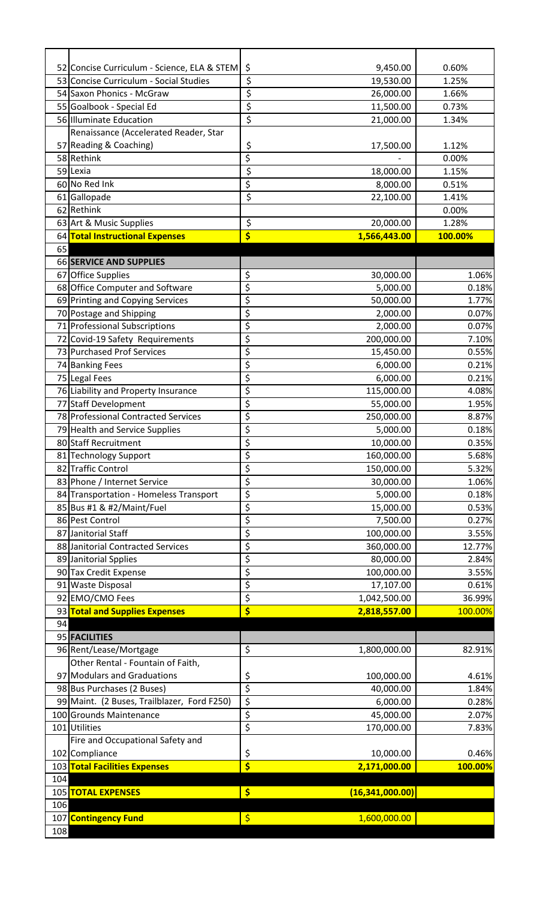| | | | |
|---|---|---|---|
| 52 | Concise Curriculum - Science, ELA & STEM | $ 9,450.00 | 0.60% |
| 53 | Concise Curriculum - Social Studies | $ 19,530.00 | 1.25% |
| 54 | Saxon Phonics - McGraw | $ 26,000.00 | 1.66% |
| 55 | Goalbook - Special Ed | $ 11,500.00 | 0.73% |
| 56 | Illuminate Education | $ 21,000.00 | 1.34% |
| 57 | Renaissance (Accelerated Reader, Star Reading & Coaching) | $ 17,500.00 | 1.12% |
| 58 | Rethink | $ - | 0.00% |
| 59 | Lexia | $ 18,000.00 | 1.15% |
| 60 | No Red Ink | $ 8,000.00 | 0.51% |
| 61 | Gallopade | $ 22,100.00 | 1.41% |
| 62 | Rethink | | 0.00% |
| 63 | Art & Music Supplies | $ 20,000.00 | 1.28% |
| 64 | **Total Instructional Expenses** | **$ 1,566,443.00** | **100.00%** |
| 65 | | | |
| 66 | **SERVICE AND SUPPLIES** | | |
| 67 | Office Supplies | $ 30,000.00 | 1.06% |
| 68 | Office Computer and Software | $ 5,000.00 | 0.18% |
| 69 | Printing and Copying Services | $ 50,000.00 | 1.77% |
| 70 | Postage and Shipping | $ 2,000.00 | 0.07% |
| 71 | Professional Subscriptions | $ 2,000.00 | 0.07% |
| 72 | Covid-19 Safety Requirements | $ 200,000.00 | 7.10% |
| 73 | Purchased Prof Services | $ 15,450.00 | 0.55% |
| 74 | Banking Fees | $ 6,000.00 | 0.21% |
| 75 | Legal Fees | $ 6,000.00 | 0.21% |
| 76 | Liability and Property Insurance | $ 115,000.00 | 4.08% |
| 77 | Staff Development | $ 55,000.00 | 1.95% |
| 78 | Professional Contracted Services | $ 250,000.00 | 8.87% |
| 79 | Health and Service Supplies | $ 5,000.00 | 0.18% |
| 80 | Staff Recruitment | $ 10,000.00 | 0.35% |
| 81 | Technology Support | $ 160,000.00 | 5.68% |
| 82 | Traffic Control | $ 150,000.00 | 5.32% |
| 83 | Phone / Internet Service | $ 30,000.00 | 1.06% |
| 84 | Transportation - Homeless Transport | $ 5,000.00 | 0.18% |
| 85 | Bus #1 & #2/Maint/Fuel | $ 15,000.00 | 0.53% |
| 86 | Pest Control | $ 7,500.00 | 0.27% |
| 87 | Janitorial Staff | $ 100,000.00 | 3.55% |
| 88 | Janitorial Contracted Services | $ 360,000.00 | 12.77% |
| 89 | Janitorial Spplies | $ 80,000.00 | 2.84% |
| 90 | Tax Credit Expense | $ 100,000.00 | 3.55% |
| 91 | Waste Disposal | $ 17,107.00 | 0.61% |
| 92 | EMO/CMO Fees | $ 1,042,500.00 | 36.99% |
| 93 | **Total and Supplies Expenses** | **$ 2,818,557.00** | **100.00%** |
| 94 | | | |
| 95 | **FACILITIES** | | |
| 96 | Rent/Lease/Mortgage | $ 1,800,000.00 | 82.91% |
| 97 | Other Rental - Fountain of Faith, Modulars and Graduations | $ 100,000.00 | 4.61% |
| 98 | Bus Purchases (2 Buses) | $ 40,000.00 | 1.84% |
| 99 | Maint. (2 Buses, Trailblazer, Ford F250) | $ 6,000.00 | 0.28% |
| 100 | Grounds Maintenance | $ 45,000.00 | 2.07% |
| 101 | Utilities | $ 170,000.00 | 7.83% |
| 102 | Fire and Occupational Safety and Compliance | $ 10,000.00 | 0.46% |
| 103 | **Total Facilities Expenses** | **$ 2,171,000.00** | **100.00%** |
| 104 | | | |
| 105 | **TOTAL EXPENSES** | **$ (16,341,000.00)** | |
| 106 | | | |
| 107 | **Contingency Fund** | $ 1,600,000.00 | |
| 108 | | | |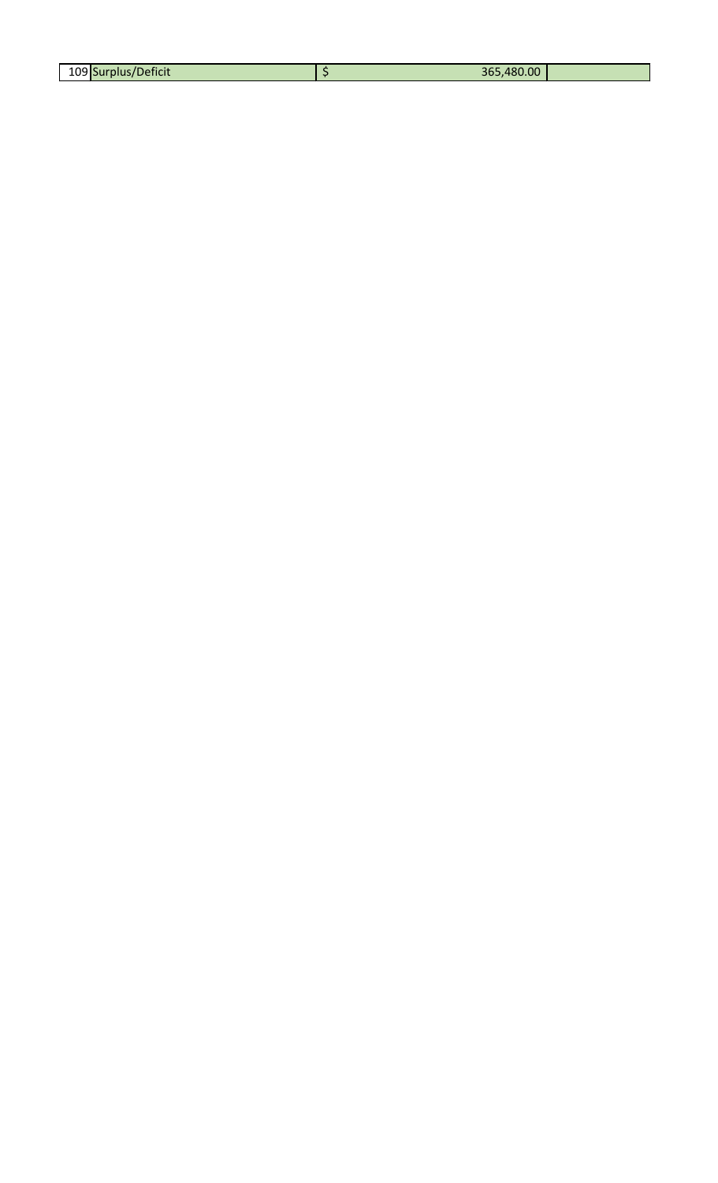| | | | | |
|---|---|---|---|---|
| 109 | Surplus/Deficit | $ | 365,480.00 | |